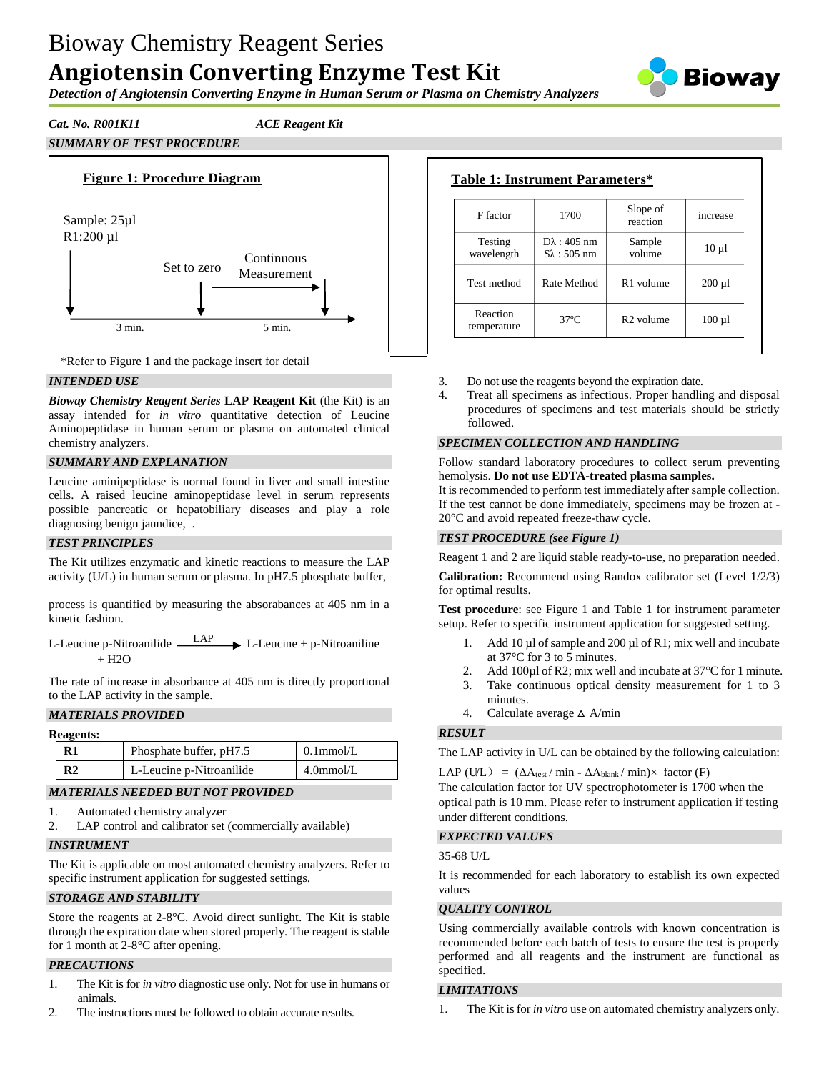# Bioway Chemistry Reagent Series

# **Angiotensin Converting Enzyme Test Kit**

***Detection of Angiotensin Converting Enzyme in Human Serum or Plasma on Chemistry Analyzers***

***Cat. No. R001K11*** ***ACE Reagent Kit***

## *SUMMARY OF TEST PROCEDURE*

**Figure 1: Procedure Diagram**

Sample: 25µl
R1:200 µl

Set to zero

Continuous Measurement

3 min. 5 min.

\*Refer to Figure 1 and the package insert for detail

**Table 1: Instrument Parameters\***

| F factor | 1700 | Slope of reaction | increase |
|---|---|---|---|
| Testing wavelength | Dλ : 405 nm Sλ : 505 nm | Sample volume | 10 µl |
| Test method | Rate Method | R1 volume | 200 µl |
| Reaction temperature | 37°C | R2 volume | 100 µl |

## *INTENDED USE*

***Bioway Chemistry Reagent Series*** **LAP Reagent Kit** (the Kit) is an assay intended for *in vitro* quantitative detection of Leucine Aminopeptidase in human serum or plasma on automated clinical chemistry analyzers.

## *SUMMARY AND EXPLANATION*

Leucine aminipeptidase is normal found in liver and small intestine cells. A raised leucine aminopeptidase level in serum represents possible pancreatic or hepatobiliary diseases and play a role diagnosing benign jaundice, .

## *TEST PRINCIPLES*

The Kit utilizes enzymatic and kinetic reactions to measure the LAP activity (U/L) in human serum or plasma. In pH7.5 phosphate buffer,

process is quantified by measuring the absorbances at 405 nm in a kinetic fashion.

$$\text{L-Leucine p-Nitroanilide} + H_2O \xrightarrow{LAP} \text{L-Leucine} + \text{p-Nitroaniline}$$

The rate of increase in absorbance at 405 nm is directly proportional to the LAP activity in the sample.

## *MATERIALS PROVIDED*

**Reagents:**

| | | |
|---|---|---|
| **R1** | Phosphate buffer, pH7.5 | 0.1mmol/L |
| **R2** | L-Leucine p-Nitroanilide | 4.0mmol/L |

## *MATERIALS NEEDED BUT NOT PROVIDED*

1. Automated chemistry analyzer
2. LAP control and calibrator set (commercially available)

## *INSTRUMENT*

The Kit is applicable on most automated chemistry analyzers. Refer to specific instrument application for suggested settings.

## *STORAGE AND STABILITY*

Store the reagents at 2-8°C. Avoid direct sunlight. The Kit is stable through the expiration date when stored properly. The reagent is stable for 1 month at 2-8°C after opening.

## *PRECAUTIONS*

1. The Kit is for *in vitro* diagnostic use only. Not for use in humans or animals.
2. The instructions must be followed to obtain accurate results.
3. Do not use the reagents beyond the expiration date.
4. Treat all specimens as infectious. Proper handling and disposal procedures of specimens and test materials should be strictly followed.

## *SPECIMEN COLLECTION AND HANDLING*

Follow standard laboratory procedures to collect serum preventing hemolysis. **Do not use EDTA-treated plasma samples.**

It is recommended to perform test immediately after sample collection. If the test cannot be done immediately, specimens may be frozen at -20°C and avoid repeated freeze-thaw cycle.

## *TEST PROCEDURE (see Figure 1)*

Reagent 1 and 2 are liquid stable ready-to-use, no preparation needed.

**Calibration:** Recommend using Randox calibrator set (Level 1/2/3) for optimal results.

**Test procedure**: see Figure 1 and Table 1 for instrument parameter setup. Refer to specific instrument application for suggested setting.

1. Add 10 µl of sample and 200 µl of R1; mix well and incubate at 37°C for 3 to 5 minutes.
2. Add 100µl of R2; mix well and incubate at 37°C for 1 minute.
3. Take continuous optical density measurement for 1 to 3 minutes.
4. Calculate average $\Delta$ A/min

## *RESULT*

The LAP activity in U/L can be obtained by the following calculation:

$$\text{LAP (U/L)} = (\Delta A_{test} / \text{min} - \Delta A_{blank} / \text{min}) \times \text{factor (F)}$$

The calculation factor for UV spectrophotometer is 1700 when the optical path is 10 mm. Please refer to instrument application if testing under different conditions.

## *EXPECTED VALUES*

35-68 U/L

It is recommended for each laboratory to establish its own expected values

## *QUALITY CONTROL*

Using commercially available controls with known concentration is recommended before each batch of tests to ensure the test is properly performed and all reagents and the instrument are functional as specified.

## *LIMITATIONS*

1. The Kit is for *in vitro* use on automated chemistry analyzers only.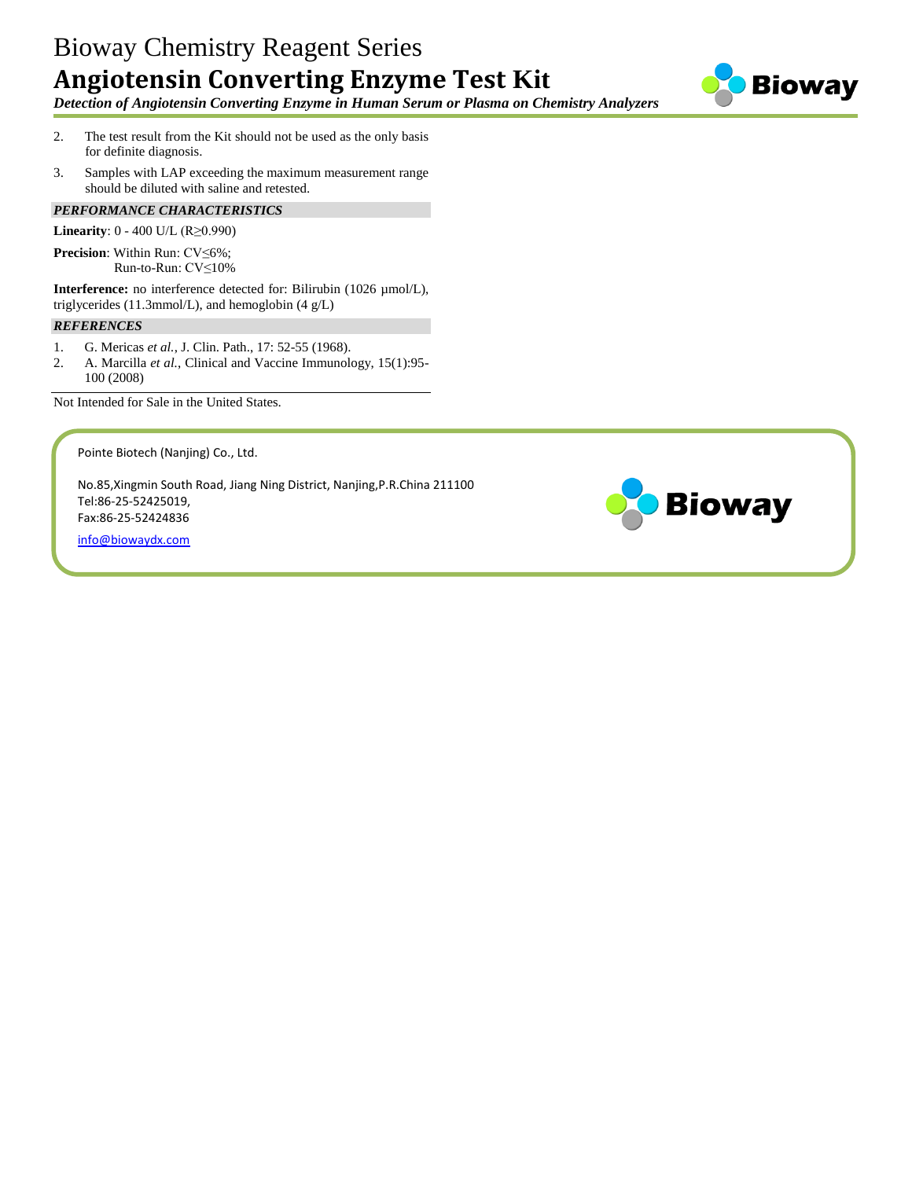2. The test result from the Kit should not be used as the only basis for definite diagnosis.
3. Samples with LAP exceeding the maximum measurement range should be diluted with saline and retested.

### *PERFORMANCE CHARACTERISTICS*

**Linearity**: 0 - 400 U/L (R≥0.990)

**Precision**: Within Run: CV≤6%;
Run-to-Run: CV≤10%

**Interference:** no interference detected for: Bilirubin (1026 μmol/L), triglycerides (11.3mmol/L), and hemoglobin (4 g/L)

### *REFERENCES*

1. G. Mericas *et al.*, J. Clin. Path., 17: 52-55 (1968).
2. A. Marcilla *et al.*, Clinical and Vaccine Immunology, 15(1):95-100 (2008)

Not Intended for Sale in the United States.

Pointe Biotech (Nanjing) Co., Ltd.

No.85,Xingmin South Road, Jiang Ning District, Nanjing,P.R.China 211100
Tel:86-25-52425019,
Fax:86-25-52424836

info@biowaydx.com